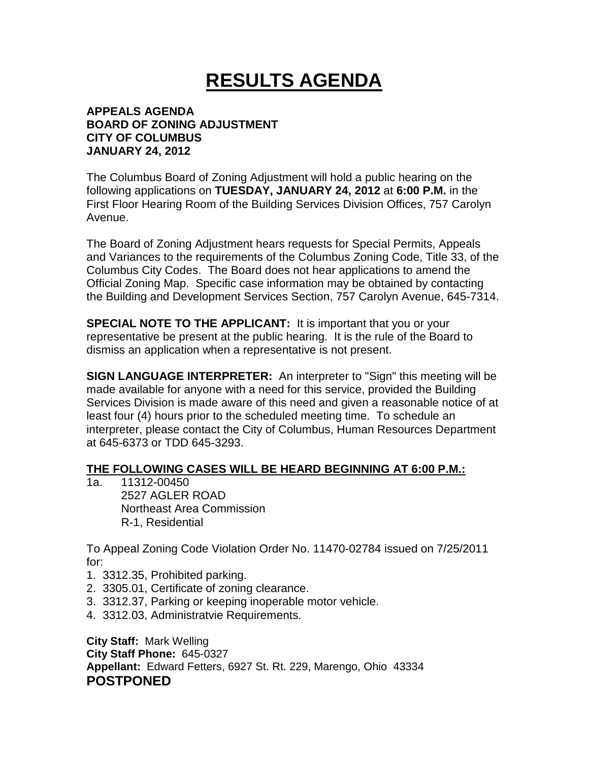# RESULTS AGENDA

**APPEALS AGENDA**
**BOARD OF ZONING ADJUSTMENT**
**CITY OF COLUMBUS**
**JANUARY 24, 2012**

The Columbus Board of Zoning Adjustment will hold a public hearing on the following applications on **TUESDAY, JANUARY 24, 2012** at **6:00 P.M.** in the First Floor Hearing Room of the Building Services Division Offices, 757 Carolyn Avenue.

The Board of Zoning Adjustment hears requests for Special Permits, Appeals and Variances to the requirements of the Columbus Zoning Code, Title 33, of the Columbus City Codes. The Board does not hear applications to amend the Official Zoning Map. Specific case information may be obtained by contacting the Building and Development Services Section, 757 Carolyn Avenue, 645-7314.

**SPECIAL NOTE TO THE APPLICANT:** It is important that you or your representative be present at the public hearing. It is the rule of the Board to dismiss an application when a representative is not present.

**SIGN LANGUAGE INTERPRETER:** An interpreter to "Sign" this meeting will be made available for anyone with a need for this service, provided the Building Services Division is made aware of this need and given a reasonable notice of at least four (4) hours prior to the scheduled meeting time. To schedule an interpreter, please contact the City of Columbus, Human Resources Department at 645-6373 or TDD 645-3293.

**THE FOLLOWING CASES WILL BE HEARD BEGINNING AT 6:00 P.M.:**

1a. 11312-00450
2527 AGLER ROAD
Northeast Area Commission
R-1, Residential

To Appeal Zoning Code Violation Order No. 11470-02784 issued on 7/25/2011 for:

1. 3312.35, Prohibited parking.
2. 3305.01, Certificate of zoning clearance.
3. 3312.37, Parking or keeping inoperable motor vehicle.
4. 3312.03, Administratvie Requirements.

**City Staff:** Mark Welling
**City Staff Phone:** 645-0327
**Appellant:** Edward Fetters, 6927 St. Rt. 229, Marengo, Ohio 43334
**POSTPONED**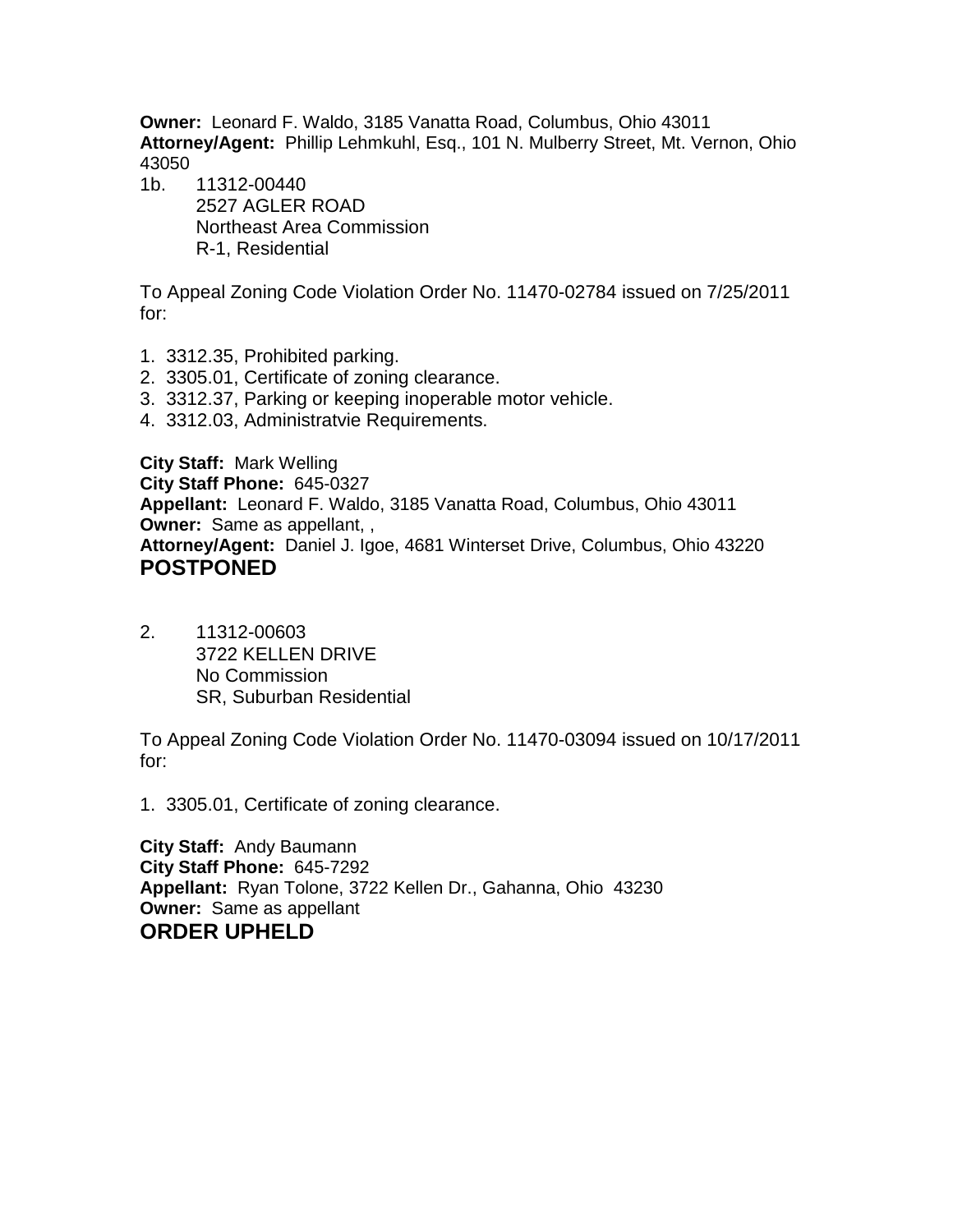**Owner:** Leonard F. Waldo, 3185 Vanatta Road, Columbus, Ohio 43011
**Attorney/Agent:** Phillip Lehmkuhl, Esq., 101 N. Mulberry Street, Mt. Vernon, Ohio 43050

1b. 11312-00440
2527 AGLER ROAD
Northeast Area Commission
R-1, Residential

To Appeal Zoning Code Violation Order No. 11470-02784 issued on 7/25/2011 for:

1. 3312.35, Prohibited parking.
2. 3305.01, Certificate of zoning clearance.
3. 3312.37, Parking or keeping inoperable motor vehicle.
4. 3312.03, Administratvie Requirements.

**City Staff:** Mark Welling
**City Staff Phone:** 645-0327
**Appellant:** Leonard F. Waldo, 3185 Vanatta Road, Columbus, Ohio 43011
**Owner:** Same as appellant, ,
**Attorney/Agent:** Daniel J. Igoe, 4681 Winterset Drive, Columbus, Ohio 43220

**POSTPONED**

2. 11312-00603
3722 KELLEN DRIVE
No Commission
SR, Suburban Residential

To Appeal Zoning Code Violation Order No. 11470-03094 issued on 10/17/2011 for:

1. 3305.01, Certificate of zoning clearance.

**City Staff:** Andy Baumann
**City Staff Phone:** 645-7292
**Appellant:** Ryan Tolone, 3722 Kellen Dr., Gahanna, Ohio 43230
**Owner:** Same as appellant

**ORDER UPHELD**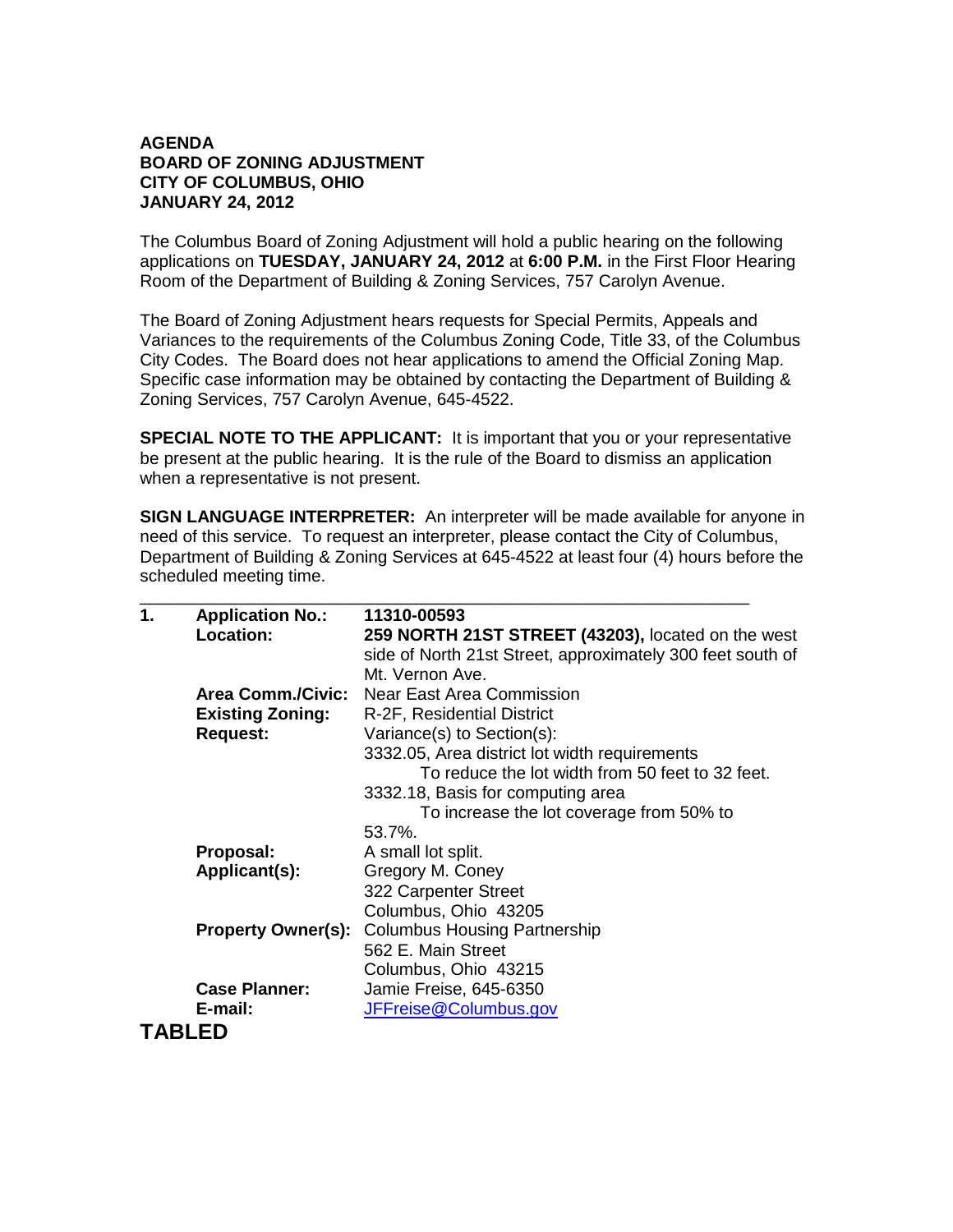**AGENDA**
**BOARD OF ZONING ADJUSTMENT**
**CITY OF COLUMBUS, OHIO**
**JANUARY 24, 2012**

The Columbus Board of Zoning Adjustment will hold a public hearing on the following applications on **TUESDAY, JANUARY 24, 2012** at **6:00 P.M.** in the First Floor Hearing Room of the Department of Building & Zoning Services, 757 Carolyn Avenue.

The Board of Zoning Adjustment hears requests for Special Permits, Appeals and Variances to the requirements of the Columbus Zoning Code, Title 33, of the Columbus City Codes. The Board does not hear applications to amend the Official Zoning Map. Specific case information may be obtained by contacting the Department of Building & Zoning Services, 757 Carolyn Avenue, 645-4522.

**SPECIAL NOTE TO THE APPLICANT:** It is important that you or your representative be present at the public hearing. It is the rule of the Board to dismiss an application when a representative is not present.

**SIGN LANGUAGE INTERPRETER:** An interpreter will be made available for anyone in need of this service. To request an interpreter, please contact the City of Columbus, Department of Building & Zoning Services at 645-4522 at least four (4) hours before the scheduled meeting time.

---

**1. Application No.:** **11310-00593**

**Location:** **259 NORTH 21ST STREET (43203),** located on the west side of North 21st Street, approximately 300 feet south of Mt. Vernon Ave.

**Area Comm./Civic:** Near East Area Commission

**Existing Zoning:** R-2F, Residential District

**Request:** Variance(s) to Section(s):

3332.05, Area district lot width requirements
  To reduce the lot width from 50 feet to 32 feet.

3332.18, Basis for computing area
  To increase the lot coverage from 50% to 53.7%.

**Proposal:** A small lot split.

**Applicant(s):** Gregory M. Coney
322 Carpenter Street
Columbus, Ohio 43205

**Property Owner(s):** Columbus Housing Partnership
562 E. Main Street
Columbus, Ohio 43215

**Case Planner:** Jamie Freise, 645-6350

**E-mail:** JFFreise@Columbus.gov

**TABLED**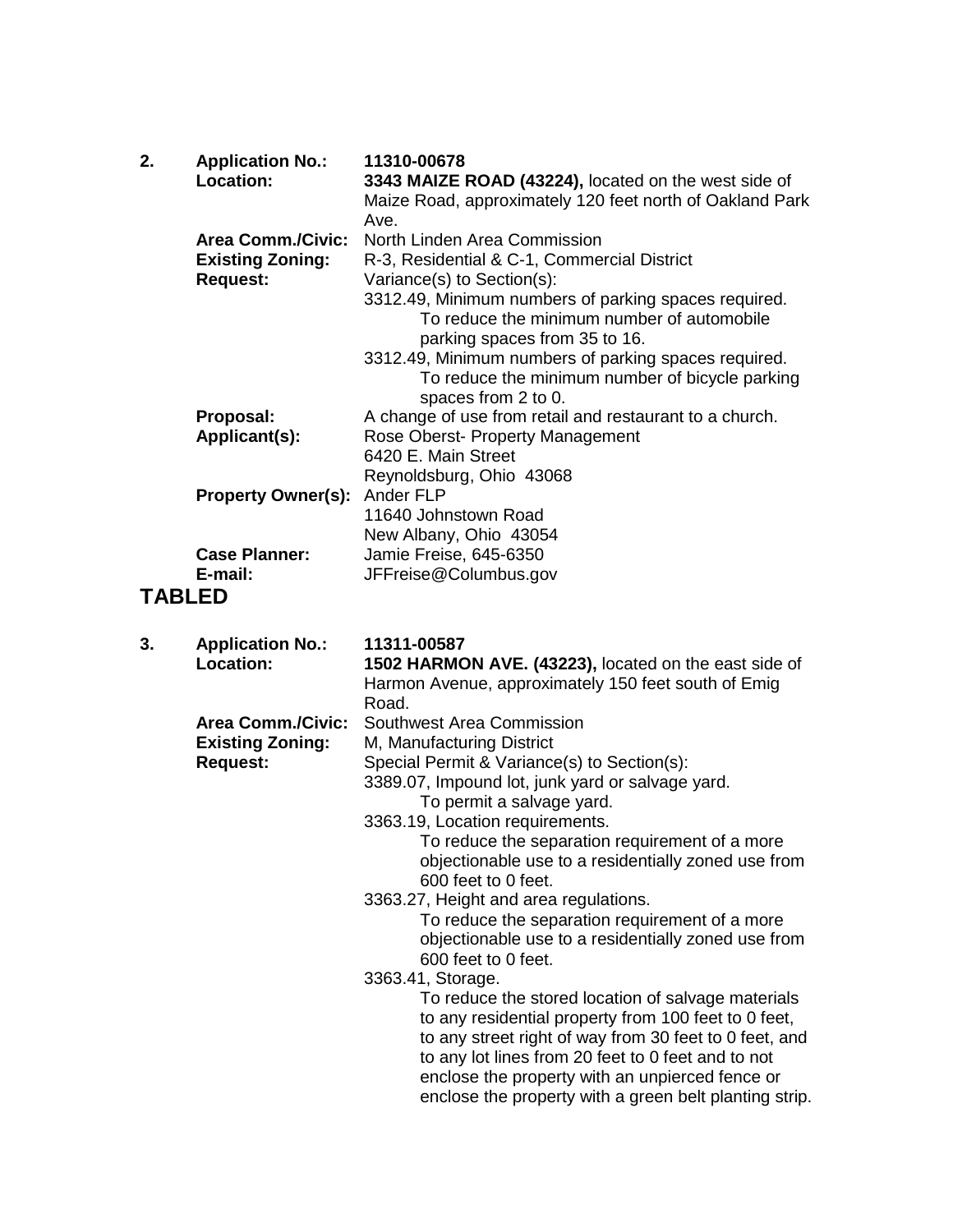2. **Application No.:** **11310-00678**

**Location:** **3343 MAIZE ROAD (43224),** located on the west side of Maize Road, approximately 120 feet north of Oakland Park Ave.

**Area Comm./Civic:** North Linden Area Commission

**Existing Zoning:** R-3, Residential & C-1, Commercial District

**Request:** Variance(s) to Section(s):

3312.49, Minimum numbers of parking spaces required.
To reduce the minimum number of automobile parking spaces from 35 to 16.

3312.49, Minimum numbers of parking spaces required.
To reduce the minimum number of bicycle parking spaces from 2 to 0.

**Proposal:** A change of use from retail and restaurant to a church.

**Applicant(s):** Rose Oberst- Property Management
6420 E. Main Street
Reynoldsburg, Ohio 43068

**Property Owner(s):** Ander FLP
11640 Johnstown Road
New Albany, Ohio 43054

**Case Planner:** Jamie Freise, 645-6350

**E-mail:** JFFreise@Columbus.gov

## TABLED

3. **Application No.:** **11311-00587**

**Location:** **1502 HARMON AVE. (43223),** located on the east side of Harmon Avenue, approximately 150 feet south of Emig Road.

**Area Comm./Civic:** Southwest Area Commission

**Existing Zoning:** M, Manufacturing District

**Request:** Special Permit & Variance(s) to Section(s):

3389.07, Impound lot, junk yard or salvage yard.
To permit a salvage yard.

3363.19, Location requirements.
To reduce the separation requirement of a more objectionable use to a residentially zoned use from 600 feet to 0 feet.

3363.27, Height and area regulations.
To reduce the separation requirement of a more objectionable use to a residentially zoned use from 600 feet to 0 feet.

3363.41, Storage.
To reduce the stored location of salvage materials to any residential property from 100 feet to 0 feet, to any street right of way from 30 feet to 0 feet, and to any lot lines from 20 feet to 0 feet and to not enclose the property with an unpierced fence or enclose the property with a green belt planting strip.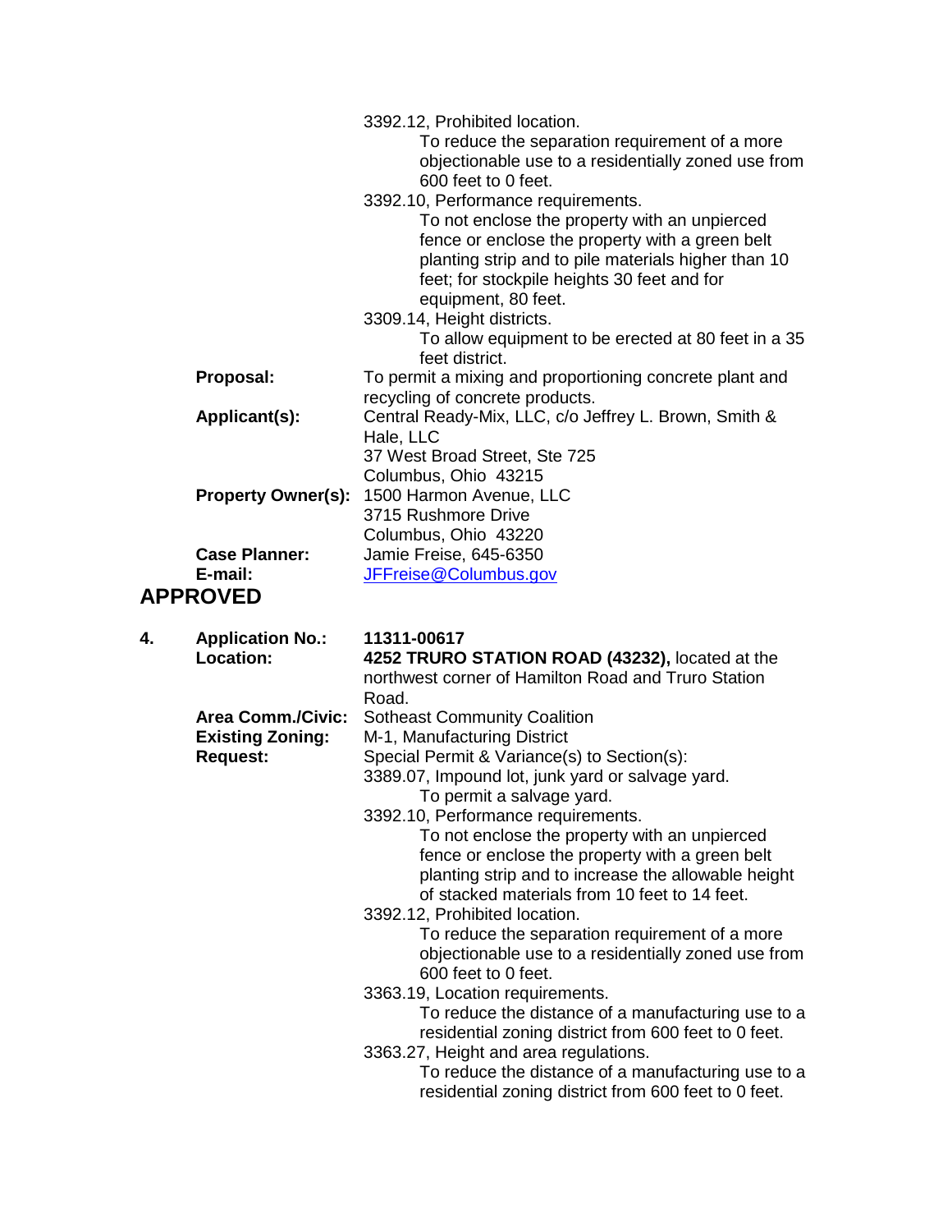3392.12, Prohibited location.
    To reduce the separation requirement of a more objectionable use to a residentially zoned use from 600 feet to 0 feet.

3392.10, Performance requirements.
    To not enclose the property with an unpierced fence or enclose the property with a green belt planting strip and to pile materials higher than 10 feet; for stockpile heights 30 feet and for equipment, 80 feet.

3309.14, Height districts.
    To allow equipment to be erected at 80 feet in a 35 feet district.

**Proposal:** To permit a mixing and proportioning concrete plant and recycling of concrete products.

**Applicant(s):** Central Ready-Mix, LLC, c/o Jeffrey L. Brown, Smith & Hale, LLC
37 West Broad Street, Ste 725
Columbus, Ohio 43215

**Property Owner(s):** 1500 Harmon Avenue, LLC
3715 Rushmore Drive
Columbus, Ohio 43220

**Case Planner:** Jamie Freise, 645-6350
**E-mail:** JFFreise@Columbus.gov

## APPROVED

**4. Application No.:** **11311-00617**

**Location:** **4252 TRURO STATION ROAD (43232),** located at the northwest corner of Hamilton Road and Truro Station Road.

**Area Comm./Civic:** Sotheast Community Coalition

**Existing Zoning:** M-1, Manufacturing District

**Request:** Special Permit & Variance(s) to Section(s):

3389.07, Impound lot, junk yard or salvage yard.
    To permit a salvage yard.

3392.10, Performance requirements.
    To not enclose the property with an unpierced fence or enclose the property with a green belt planting strip and to increase the allowable height of stacked materials from 10 feet to 14 feet.

3392.12, Prohibited location.
    To reduce the separation requirement of a more objectionable use to a residentially zoned use from 600 feet to 0 feet.

3363.19, Location requirements.
    To reduce the distance of a manufacturing use to a residential zoning district from 600 feet to 0 feet.

3363.27, Height and area regulations.
    To reduce the distance of a manufacturing use to a residential zoning district from 600 feet to 0 feet.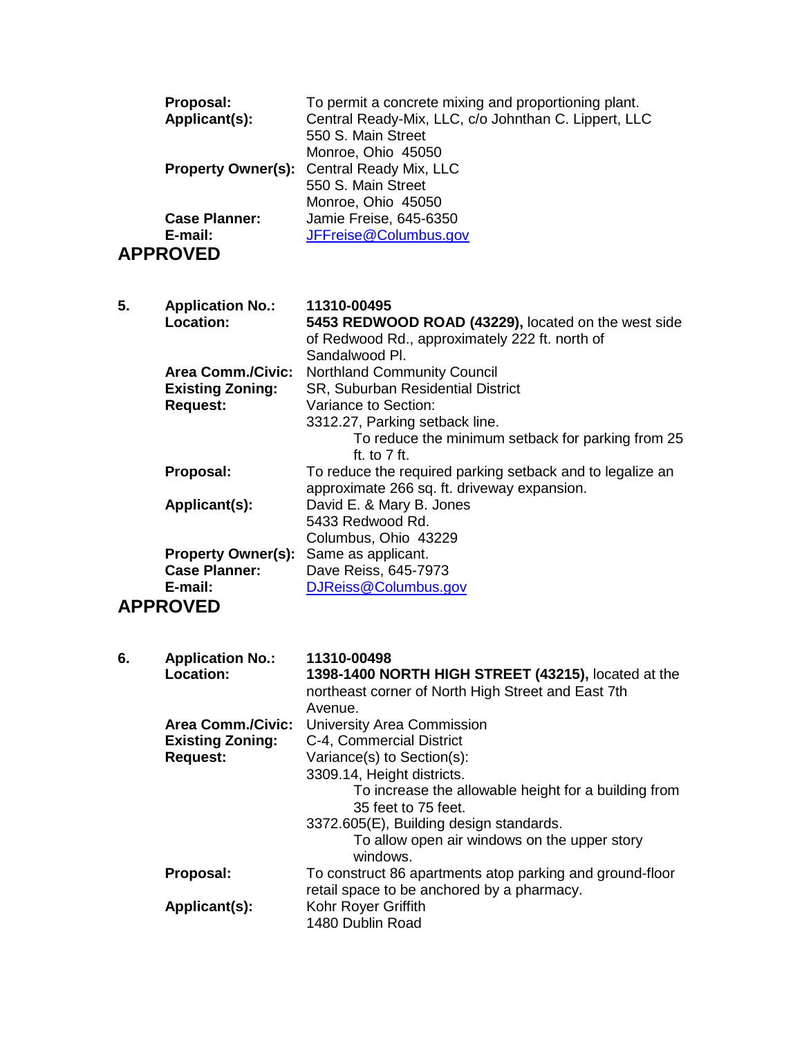**Proposal:** To permit a concrete mixing and proportioning plant.
**Applicant(s):** Central Ready-Mix, LLC, c/o Johnthan C. Lippert, LLC
550 S. Main Street
Monroe, Ohio 45050
**Property Owner(s):** Central Ready Mix, LLC
550 S. Main Street
Monroe, Ohio 45050
**Case Planner:** Jamie Freise, 645-6350
**E-mail:** JFFreise@Columbus.gov

**APPROVED**

5. **Application No.:** 11310-00495
**Location:** **5453 REDWOOD ROAD (43229),** located on the west side of Redwood Rd., approximately 222 ft. north of Sandalwood Pl.
**Area Comm./Civic:** Northland Community Council
**Existing Zoning:** SR, Suburban Residential District
**Request:** Variance to Section:
3312.27, Parking setback line.
To reduce the minimum setback for parking from 25 ft. to 7 ft.
**Proposal:** To reduce the required parking setback and to legalize an approximate 266 sq. ft. driveway expansion.
**Applicant(s):** David E. & Mary B. Jones
5433 Redwood Rd.
Columbus, Ohio 43229
**Property Owner(s):** Same as applicant.
**Case Planner:** Dave Reiss, 645-7973
**E-mail:** DJReiss@Columbus.gov

**APPROVED**

6. **Application No.:** 11310-00498
**Location:** **1398-1400 NORTH HIGH STREET (43215),** located at the northeast corner of North High Street and East 7th Avenue.
**Area Comm./Civic:** University Area Commission
**Existing Zoning:** C-4, Commercial District
**Request:** Variance(s) to Section(s):
3309.14, Height districts.
To increase the allowable height for a building from 35 feet to 75 feet.
3372.605(E), Building design standards.
To allow open air windows on the upper story windows.
**Proposal:** To construct 86 apartments atop parking and ground-floor retail space to be anchored by a pharmacy.
**Applicant(s):** Kohr Royer Griffith
1480 Dublin Road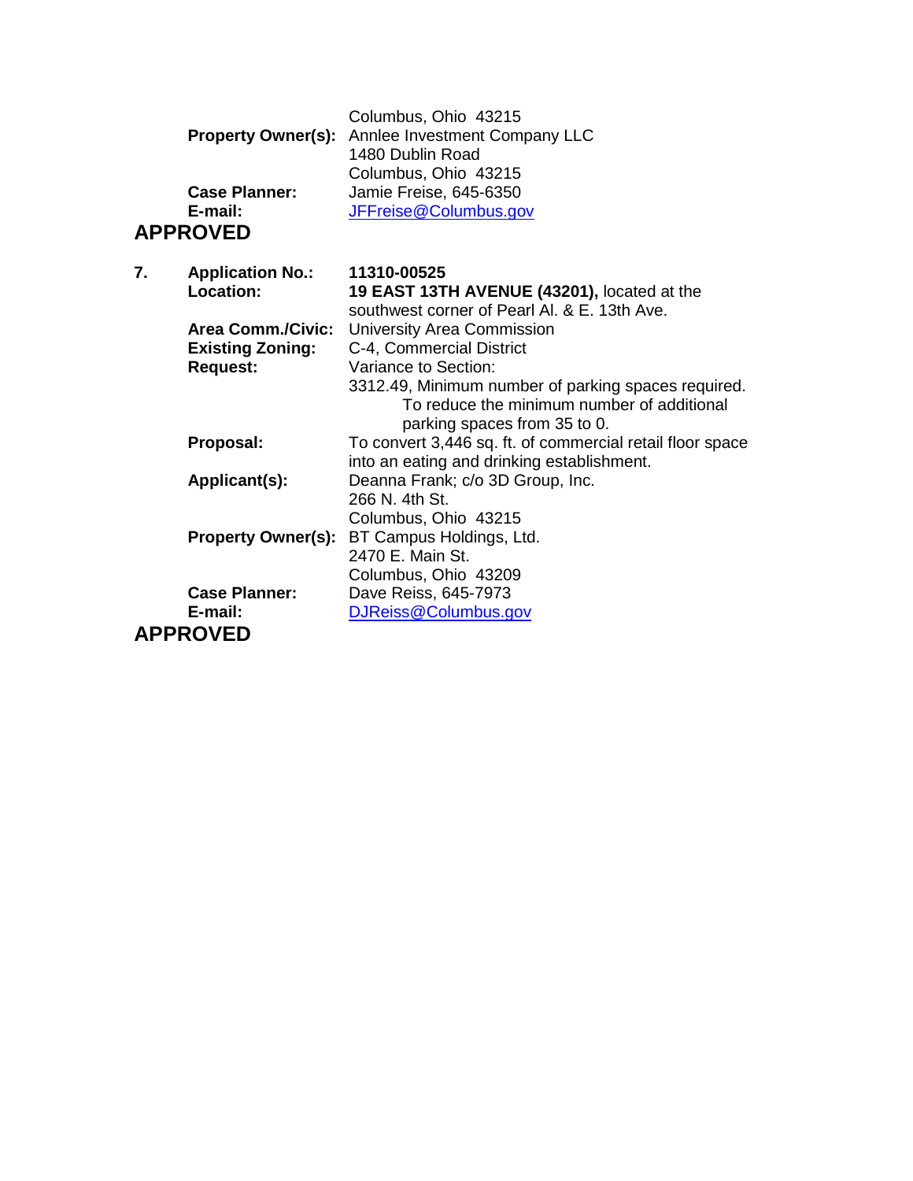Columbus, Ohio 43215

**Property Owner(s):** Annlee Investment Company LLC
1480 Dublin Road
Columbus, Ohio 43215

**Case Planner:** Jamie Freise, 645-6350

**E-mail:** JFFreise@Columbus.gov

**APPROVED**

7. **Application No.:** **11310-00525**

**Location:** **19 EAST 13TH AVENUE (43201),** located at the southwest corner of Pearl Al. & E. 13th Ave.

**Area Comm./Civic:** University Area Commission

**Existing Zoning:** C-4, Commercial District

**Request:** Variance to Section:
3312.49, Minimum number of parking spaces required.
To reduce the minimum number of additional parking spaces from 35 to 0.

**Proposal:** To convert 3,446 sq. ft. of commercial retail floor space into an eating and drinking establishment.

**Applicant(s):** Deanna Frank; c/o 3D Group, Inc.
266 N. 4th St.
Columbus, Ohio 43215

**Property Owner(s):** BT Campus Holdings, Ltd.
2470 E. Main St.
Columbus, Ohio 43209

**Case Planner:** Dave Reiss, 645-7973

**E-mail:** DJReiss@Columbus.gov

**APPROVED**